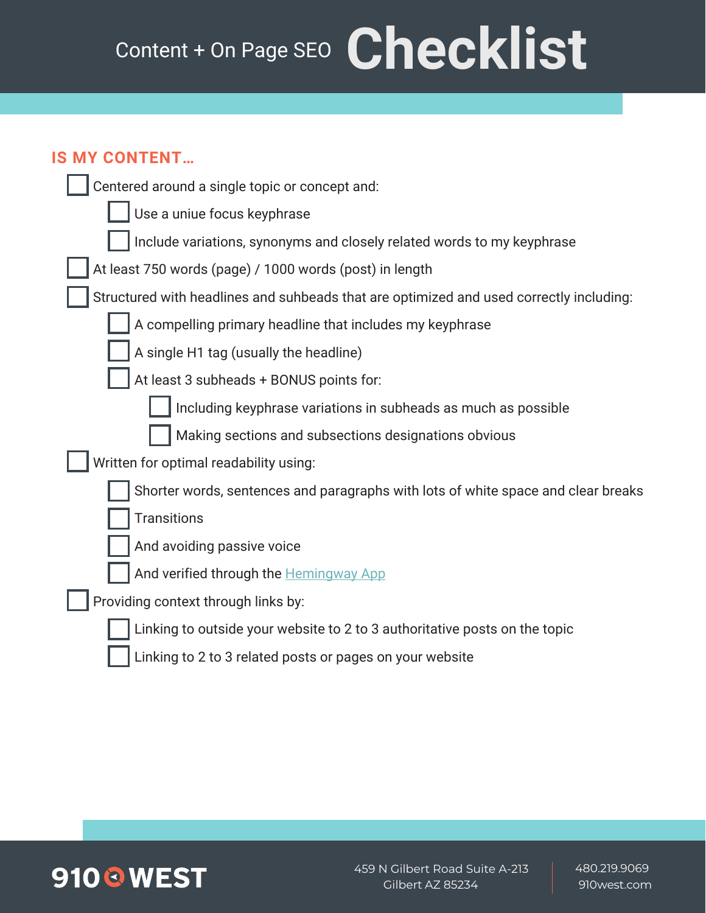# Content + On Page SEO Checklist

## IS MY CONTENT…

- [ ] Centered around a single topic or concept and:
    - [ ] Use a uniue focus keyphrase
    - [ ] Include variations, synonyms and closely related words to my keyphrase
- [ ] At least 750 words (page) / 1000 words (post) in length
- [ ] Structured with headlines and subheads that are optimized and used correctly including:
    - [ ] A compelling primary headline that includes my keyphrase
    - [ ] A single H1 tag (usually the headline)
    - [ ] At least 3 subheads + BONUS points for:
        - [ ] Including keyphrase variations in subheads as much as possible
        - [ ] Making sections and subsections designations obvious
- [ ] Written for optimal readability using:
    - [ ] Shorter words, sentences and paragraphs with lots of white space and clear breaks
    - [ ] Transitions
    - [ ] And avoiding passive voice
    - [ ] And verified through the Hemingway App
- [ ] Providing context through links by:
    - [ ] Linking to outside your website to 2 to 3 authoritative posts on the topic
    - [ ] Linking to 2 to 3 related posts or pages on your website

910 WEST

459 N Gilbert Road Suite A-213
Gilbert AZ 85234

480.219.9069
910west.com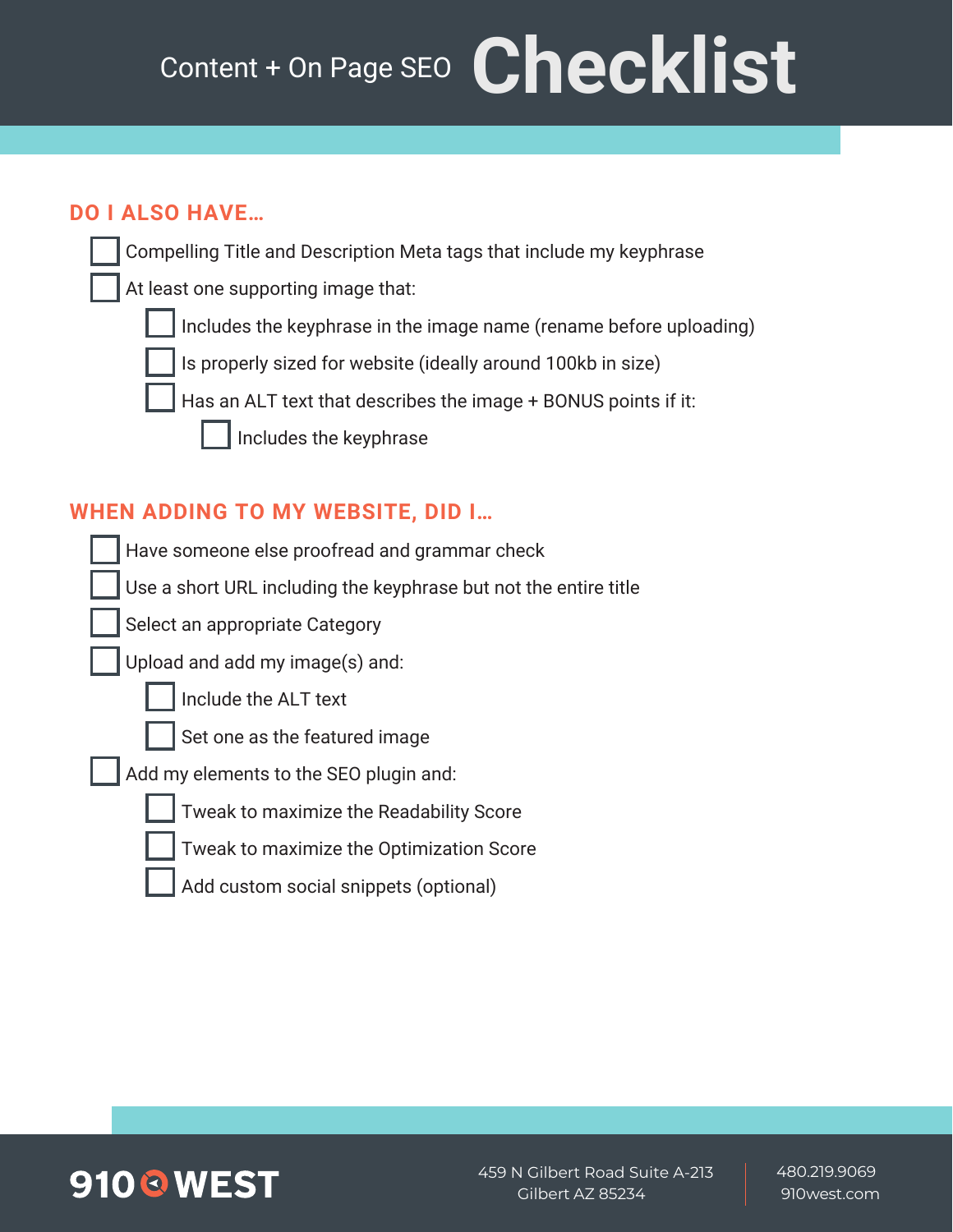# Content + On Page SEO Checklist

## DO I ALSO HAVE…

- [ ] Compelling Title and Description Meta tags that include my keyphrase
- [ ] At least one supporting image that:
    - [ ] Includes the keyphrase in the image name (rename before uploading)
    - [ ] Is properly sized for website (ideally around 100kb in size)
    - [ ] Has an ALT text that describes the image + BONUS points if it:
        - [ ] Includes the keyphrase

## WHEN ADDING TO MY WEBSITE, DID I…

- [ ] Have someone else proofread and grammar check
- [ ] Use a short URL including the keyphrase but not the entire title
- [ ] Select an appropriate Category
- [ ] Upload and add my image(s) and:
    - [ ] Include the ALT text
    - [ ] Set one as the featured image
- [ ] Add my elements to the SEO plugin and:
    - [ ] Tweak to maximize the Readability Score
    - [ ] Tweak to maximize the Optimization Score
    - [ ] Add custom social snippets (optional)

910 WEST

459 N Gilbert Road Suite A-213
Gilbert AZ 85234

480.219.9069
910west.com